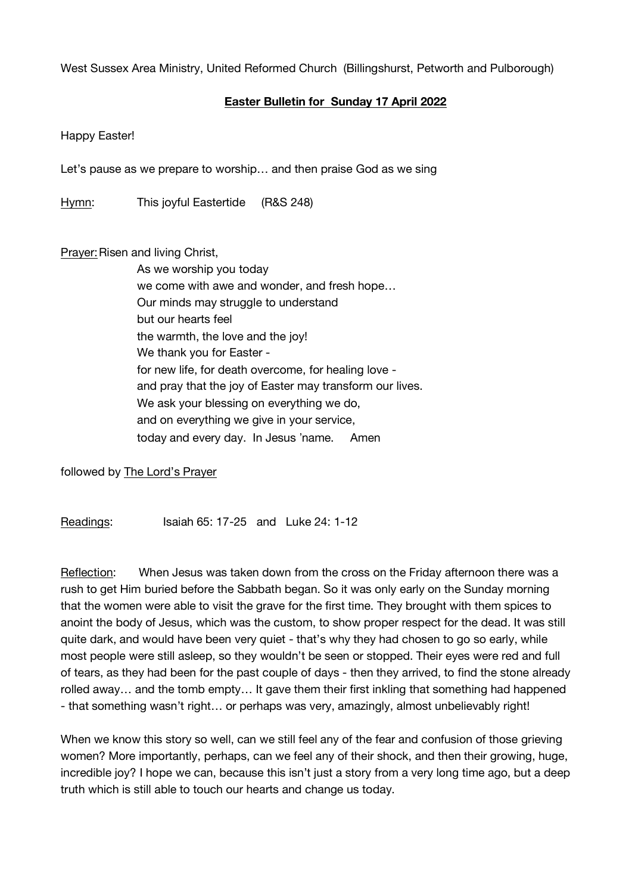West Sussex Area Ministry, United Reformed Church (Billingshurst, Petworth and Pulborough)

## **Easter Bulletin for Sunday 17 April 2022**

Happy Easter!

Let's pause as we prepare to worship… and then praise God as we sing

Hymn: This joyful Eastertide (R&S 248)

Prayer: Risen and living Christ,
As we worship you today
we come with awe and wonder, and fresh hope…
Our minds may struggle to understand
but our hearts feel
the warmth, the love and the joy!
We thank you for Easter -
for new life, for death overcome, for healing love -
and pray that the joy of Easter may transform our lives.
We ask your blessing on everything we do,
and on everything we give in your service,
today and every day. In Jesus 'name. Amen

followed by The Lord's Prayer

Readings: Isaiah 65: 17-25 and Luke 24: 1-12

Reflection: When Jesus was taken down from the cross on the Friday afternoon there was a rush to get Him buried before the Sabbath began. So it was only early on the Sunday morning that the women were able to visit the grave for the first time. They brought with them spices to anoint the body of Jesus, which was the custom, to show proper respect for the dead. It was still quite dark, and would have been very quiet - that's why they had chosen to go so early, while most people were still asleep, so they wouldn't be seen or stopped. Their eyes were red and full of tears, as they had been for the past couple of days - then they arrived, to find the stone already rolled away… and the tomb empty… It gave them their first inkling that something had happened - that something wasn't right… or perhaps was very, amazingly, almost unbelievably right!

When we know this story so well, can we still feel any of the fear and confusion of those grieving women? More importantly, perhaps, can we feel any of their shock, and then their growing, huge, incredible joy? I hope we can, because this isn't just a story from a very long time ago, but a deep truth which is still able to touch our hearts and change us today.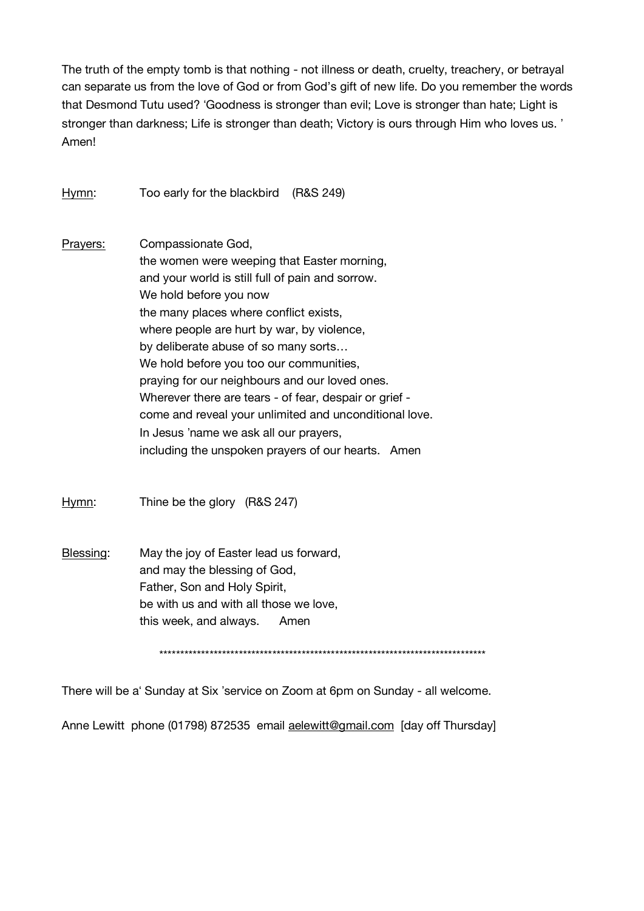The truth of the empty tomb is that nothing - not illness or death, cruelty, treachery, or betrayal can separate us from the love of God or from God's gift of new life. Do you remember the words that Desmond Tutu used? 'Goodness is stronger than evil; Love is stronger than hate; Light is stronger than darkness; Life is stronger than death; Victory is ours through Him who loves us. ' Amen!

Hymn: Too early for the blackbird (R&S 249)

Prayers: Compassionate God,
the women were weeping that Easter morning,
and your world is still full of pain and sorrow.
We hold before you now
the many places where conflict exists,
where people are hurt by war, by violence,
by deliberate abuse of so many sorts…
We hold before you too our communities,
praying for our neighbours and our loved ones.
Wherever there are tears - of fear, despair or grief -
come and reveal your unlimited and unconditional love.
In Jesus 'name we ask all our prayers,
including the unspoken prayers of our hearts. Amen

Hymn: Thine be the glory (R&S 247)

Blessing: May the joy of Easter lead us forward,
and may the blessing of God,
Father, Son and Holy Spirit,
be with us and with all those we love,
this week, and always. Amen

*******************************************************************************

There will be a' Sunday at Six 'service on Zoom at 6pm on Sunday - all welcome.

Anne Lewitt phone (01798) 872535 email aelewitt@gmail.com [day off Thursday]